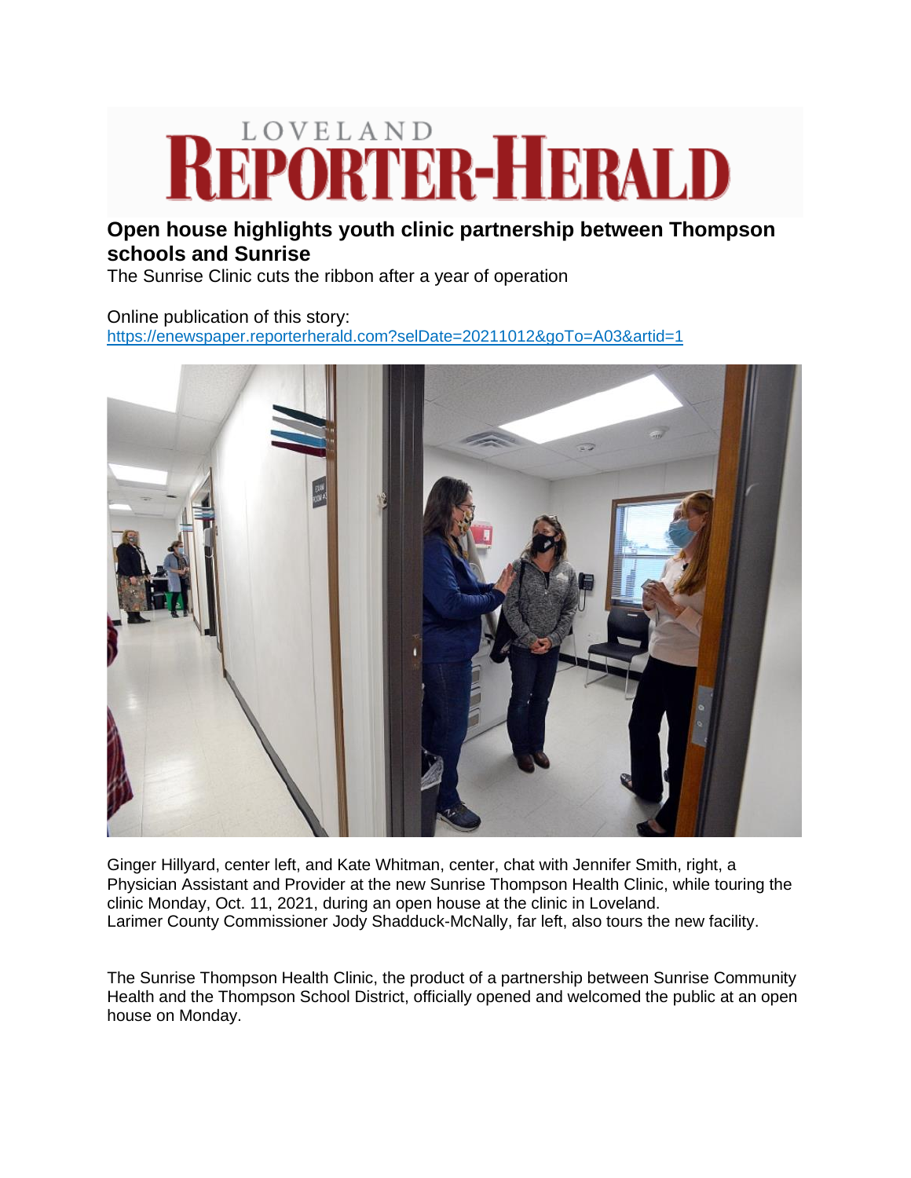LOVELAND **REPORTER-HERALD**

## Open house highlights youth clinic partnership between Thompson schools and Sunrise

The Sunrise Clinic cuts the ribbon after a year of operation

Online publication of this story:
https://enewspaper.reporterherald.com?selDate=20211012&goTo=A03&artid=1

Ginger Hillyard, center left, and Kate Whitman, center, chat with Jennifer Smith, right, a Physician Assistant and Provider at the new Sunrise Thompson Health Clinic, while touring the clinic Monday, Oct. 11, 2021, during an open house at the clinic in Loveland. Larimer County Commissioner Jody Shadduck-McNally, far left, also tours the new facility.

The Sunrise Thompson Health Clinic, the product of a partnership between Sunrise Community Health and the Thompson School District, officially opened and welcomed the public at an open house on Monday.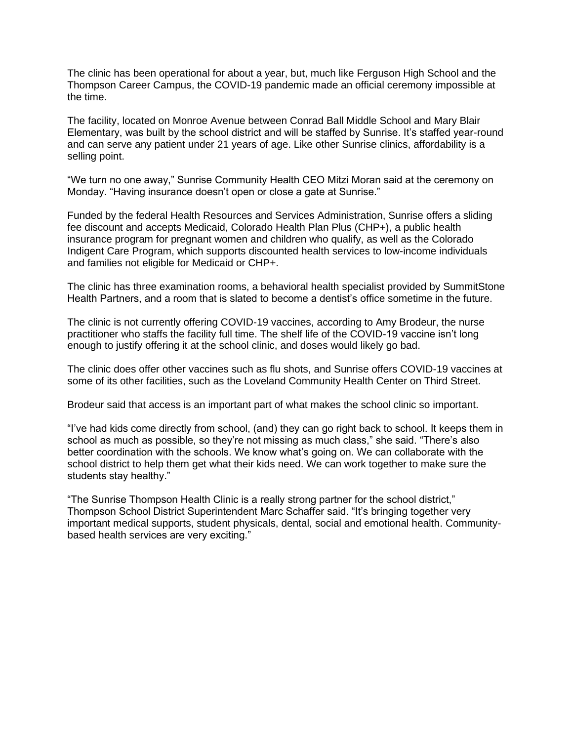The clinic has been operational for about a year, but, much like Ferguson High School and the Thompson Career Campus, the COVID-19 pandemic made an official ceremony impossible at the time.

The facility, located on Monroe Avenue between Conrad Ball Middle School and Mary Blair Elementary, was built by the school district and will be staffed by Sunrise. It's staffed year-round and can serve any patient under 21 years of age. Like other Sunrise clinics, affordability is a selling point.

"We turn no one away," Sunrise Community Health CEO Mitzi Moran said at the ceremony on Monday. "Having insurance doesn't open or close a gate at Sunrise."

Funded by the federal Health Resources and Services Administration, Sunrise offers a sliding fee discount and accepts Medicaid, Colorado Health Plan Plus (CHP+), a public health insurance program for pregnant women and children who qualify, as well as the Colorado Indigent Care Program, which supports discounted health services to low-income individuals and families not eligible for Medicaid or CHP+.

The clinic has three examination rooms, a behavioral health specialist provided by SummitStone Health Partners, and a room that is slated to become a dentist's office sometime in the future.

The clinic is not currently offering COVID-19 vaccines, according to Amy Brodeur, the nurse practitioner who staffs the facility full time. The shelf life of the COVID-19 vaccine isn't long enough to justify offering it at the school clinic, and doses would likely go bad.

The clinic does offer other vaccines such as flu shots, and Sunrise offers COVID-19 vaccines at some of its other facilities, such as the Loveland Community Health Center on Third Street.

Brodeur said that access is an important part of what makes the school clinic so important.

"I've had kids come directly from school, (and) they can go right back to school. It keeps them in school as much as possible, so they're not missing as much class," she said. "There's also better coordination with the schools. We know what's going on. We can collaborate with the school district to help them get what their kids need. We can work together to make sure the students stay healthy."

"The Sunrise Thompson Health Clinic is a really strong partner for the school district," Thompson School District Superintendent Marc Schaffer said. "It's bringing together very important medical supports, student physicals, dental, social and emotional health. Community-based health services are very exciting."